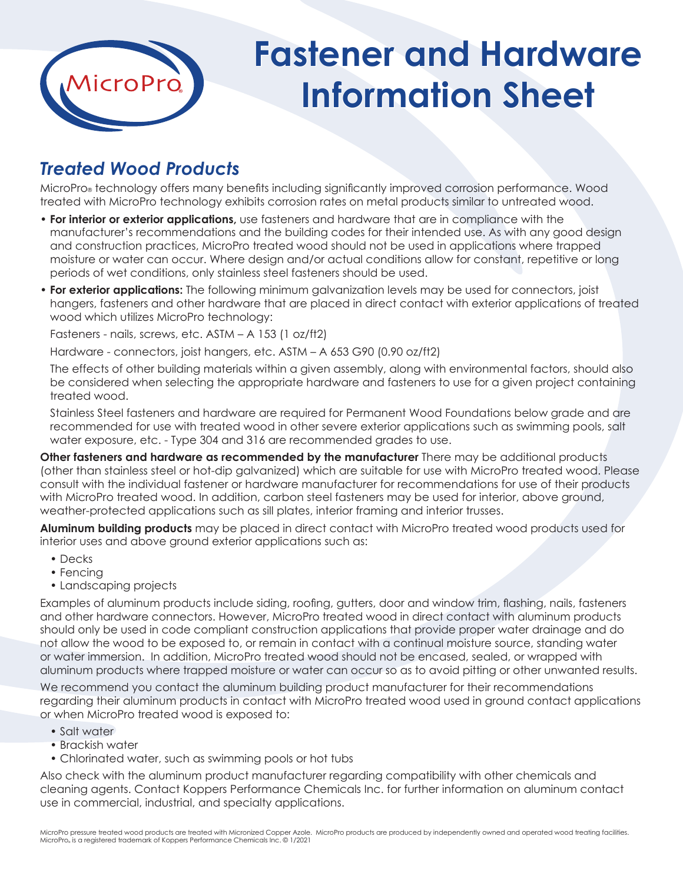# Fastener and Hardware Information Sheet

## *Treated Wood Products*

MicroPro® technology offers many benefits including significantly improved corrosion performance. Wood treated with MicroPro technology exhibits corrosion rates on metal products similar to untreated wood.

- **For interior or exterior applications,** use fasteners and hardware that are in compliance with the manufacturer's recommendations and the building codes for their intended use. As with any good design and construction practices, MicroPro treated wood should not be used in applications where trapped moisture or water can occur. Where design and/or actual conditions allow for constant, repetitive or long periods of wet conditions, only stainless steel fasteners should be used.
- **For exterior applications:** The following minimum galvanization levels may be used for connectors, joist hangers, fasteners and other hardware that are placed in direct contact with exterior applications of treated wood which utilizes MicroPro technology:

  Fasteners - nails, screws, etc. ASTM – A 153 (1 oz/ft2)

  Hardware - connectors, joist hangers, etc. ASTM – A 653 G90 (0.90 oz/ft2)

  The effects of other building materials within a given assembly, along with environmental factors, should also be considered when selecting the appropriate hardware and fasteners to use for a given project containing treated wood.

  Stainless Steel fasteners and hardware are required for Permanent Wood Foundations below grade and are recommended for use with treated wood in other severe exterior applications such as swimming pools, salt water exposure, etc. - Type 304 and 316 are recommended grades to use.

**Other fasteners and hardware as recommended by the manufacturer** There may be additional products (other than stainless steel or hot-dip galvanized) which are suitable for use with MicroPro treated wood. Please consult with the individual fastener or hardware manufacturer for recommendations for use of their products with MicroPro treated wood. In addition, carbon steel fasteners may be used for interior, above ground, weather-protected applications such as sill plates, interior framing and interior trusses.

**Aluminum building products** may be placed in direct contact with MicroPro treated wood products used for interior uses and above ground exterior applications such as:

- Decks
- Fencing
- Landscaping projects

Examples of aluminum products include siding, roofing, gutters, door and window trim, flashing, nails, fasteners and other hardware connectors. However, MicroPro treated wood in direct contact with aluminum products should only be used in code compliant construction applications that provide proper water drainage and do not allow the wood to be exposed to, or remain in contact with a continual moisture source, standing water or water immersion. In addition, MicroPro treated wood should not be encased, sealed, or wrapped with aluminum products where trapped moisture or water can occur so as to avoid pitting or other unwanted results.

We recommend you contact the aluminum building product manufacturer for their recommendations regarding their aluminum products in contact with MicroPro treated wood used in ground contact applications or when MicroPro treated wood is exposed to:

- Salt water
- Brackish water
- Chlorinated water, such as swimming pools or hot tubs

Also check with the aluminum product manufacturer regarding compatibility with other chemicals and cleaning agents. Contact Koppers Performance Chemicals Inc. for further information on aluminum contact use in commercial, industrial, and specialty applications.

MicroPro pressure treated wood products are treated with Micronized Copper Azole. MicroPro products are produced by independently owned and operated wood treating facilities. MicroPro® is a registered trademark of Koppers Performance Chemicals Inc. © 1/2021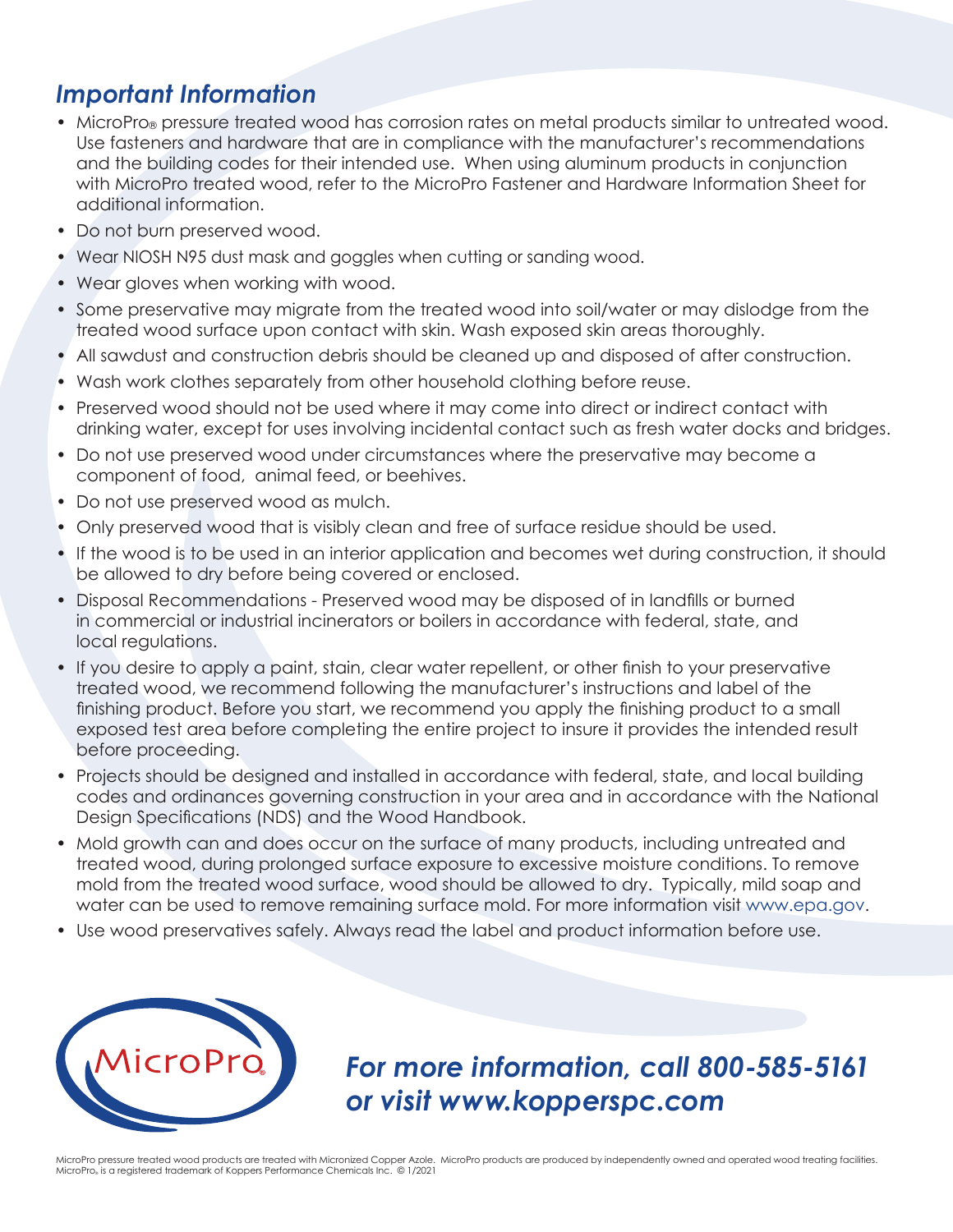## *Important Information*

- MicroPro® pressure treated wood has corrosion rates on metal products similar to untreated wood. Use fasteners and hardware that are in compliance with the manufacturer's recommendations and the building codes for their intended use. When using aluminum products in conjunction with MicroPro treated wood, refer to the MicroPro Fastener and Hardware Information Sheet for additional information.
- Do not burn preserved wood.
- Wear NIOSH N95 dust mask and goggles when cutting or sanding wood.
- Wear gloves when working with wood.
- Some preservative may migrate from the treated wood into soil/water or may dislodge from the treated wood surface upon contact with skin. Wash exposed skin areas thoroughly.
- All sawdust and construction debris should be cleaned up and disposed of after construction.
- Wash work clothes separately from other household clothing before reuse.
- Preserved wood should not be used where it may come into direct or indirect contact with drinking water, except for uses involving incidental contact such as fresh water docks and bridges.
- Do not use preserved wood under circumstances where the preservative may become a component of food, animal feed, or beehives.
- Do not use preserved wood as mulch.
- Only preserved wood that is visibly clean and free of surface residue should be used.
- If the wood is to be used in an interior application and becomes wet during construction, it should be allowed to dry before being covered or enclosed.
- Disposal Recommendations - Preserved wood may be disposed of in landfills or burned in commercial or industrial incinerators or boilers in accordance with federal, state, and local regulations.
- If you desire to apply a paint, stain, clear water repellent, or other finish to your preservative treated wood, we recommend following the manufacturer's instructions and label of the finishing product. Before you start, we recommend you apply the finishing product to a small exposed test area before completing the entire project to insure it provides the intended result before proceeding.
- Projects should be designed and installed in accordance with federal, state, and local building codes and ordinances governing construction in your area and in accordance with the National Design Specifications (NDS) and the Wood Handbook.
- Mold growth can and does occur on the surface of many products, including untreated and treated wood, during prolonged surface exposure to excessive moisture conditions. To remove mold from the treated wood surface, wood should be allowed to dry. Typically, mild soap and water can be used to remove remaining surface mold. For more information visit www.epa.gov.
- Use wood preservatives safely. Always read the label and product information before use.

MicroPro®

***For more information, call 800-585-5161 or visit www.kopperspc.com***

MicroPro pressure treated wood products are treated with Micronized Copper Azole. MicroPro products are produced by independently owned and operated wood treating facilities. MicroPro® is a registered trademark of Koppers Performance Chemicals Inc. © 1/2021